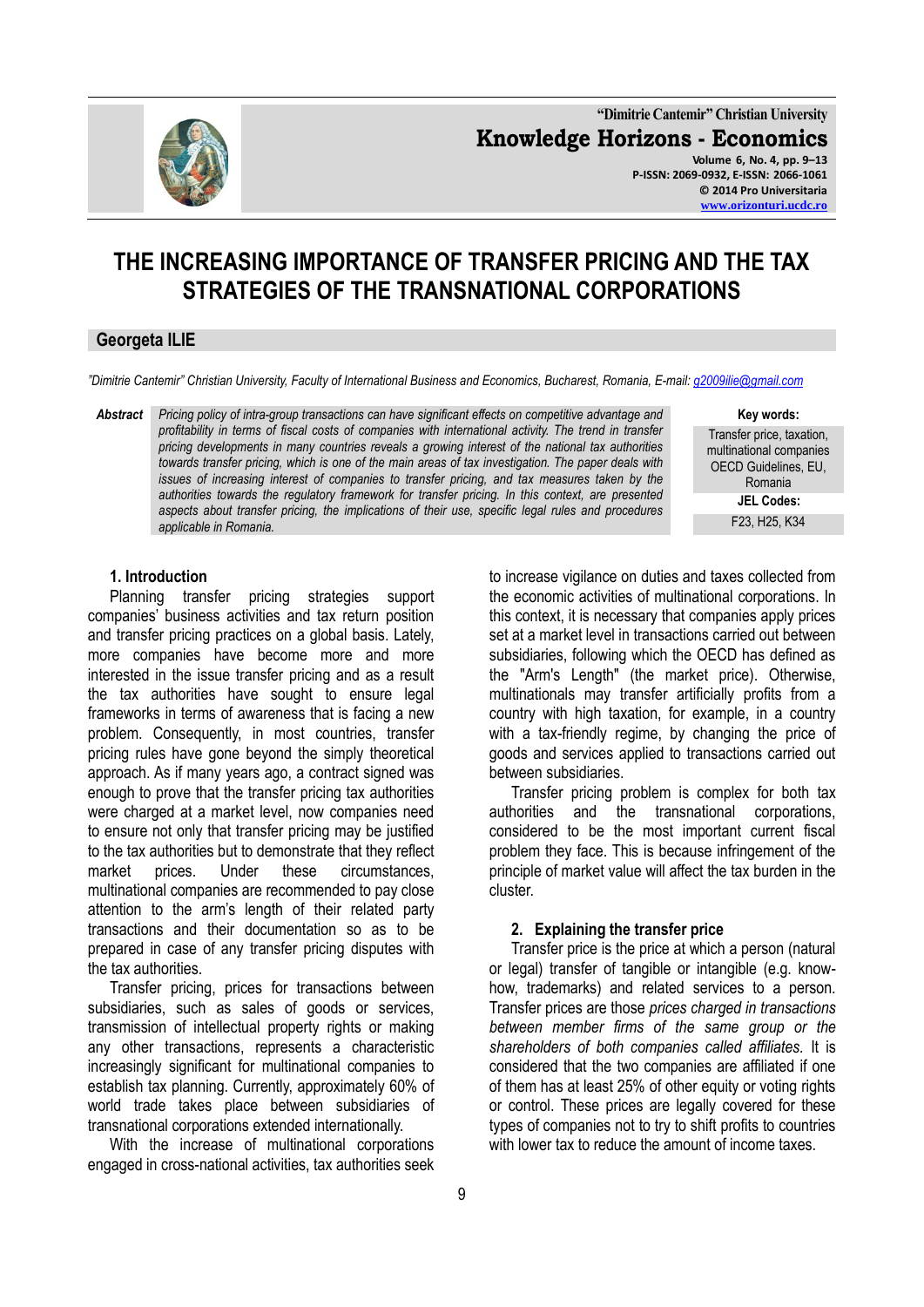"Dimitrie Cantemir" Christian University

**Knowledge Horizons - Economics**

Volume 6, No. 4, pp. 9–13
P-ISSN: 2069-0932, E-ISSN: 2066-1061
© 2014 Pro Universitaria
www.orizonturi.ucdc.ro

# THE INCREASING IMPORTANCE OF TRANSFER PRICING AND THE TAX STRATEGIES OF THE TRANSNATIONAL CORPORATIONS

**Georgeta ILIE**

*"Dimitrie Cantemir" Christian University, Faculty of International Business and Economics, Bucharest, Romania, E-mail: g2009ilie@gmail.com*

***Abstract*** *Pricing policy of intra-group transactions can have significant effects on competitive advantage and profitability in terms of fiscal costs of companies with international activity. The trend in transfer pricing developments in many countries reveals a growing interest of the national tax authorities towards transfer pricing, which is one of the main areas of tax investigation. The paper deals with issues of increasing interest of companies to transfer pricing, and tax measures taken by the authorities towards the regulatory framework for transfer pricing. In this context, are presented aspects about transfer pricing, the implications of their use, specific legal rules and procedures applicable in Romania.*

**Key words:**
Transfer price, taxation, multinational companies OECD Guidelines, EU, Romania

**JEL Codes:**
F23, H25, K34

## 1. Introduction

Planning transfer pricing strategies support companies' business activities and tax return position and transfer pricing practices on a global basis. Lately, more companies have become more and more interested in the issue transfer pricing and as a result the tax authorities have sought to ensure legal frameworks in terms of awareness that is facing a new problem. Consequently, in most countries, transfer pricing rules have gone beyond the simply theoretical approach. As if many years ago, a contract signed was enough to prove that the transfer pricing tax authorities were charged at a market level, now companies need to ensure not only that transfer pricing may be justified to the tax authorities but to demonstrate that they reflect market prices. Under these circumstances, multinational companies are recommended to pay close attention to the arm's length of their related party transactions and their documentation so as to be prepared in case of any transfer pricing disputes with the tax authorities.

Transfer pricing, prices for transactions between subsidiaries, such as sales of goods or services, transmission of intellectual property rights or making any other transactions, represents a characteristic increasingly significant for multinational companies to establish tax planning. Currently, approximately 60% of world trade takes place between subsidiaries of transnational corporations extended internationally.

With the increase of multinational corporations engaged in cross-national activities, tax authorities seek to increase vigilance on duties and taxes collected from the economic activities of multinational corporations. In this context, it is necessary that companies apply prices set at a market level in transactions carried out between subsidiaries, following which the OECD has defined as the "Arm's Length" (the market price). Otherwise, multinationals may transfer artificially profits from a country with high taxation, for example, in a country with a tax-friendly regime, by changing the price of goods and services applied to transactions carried out between subsidiaries.

Transfer pricing problem is complex for both tax authorities and the transnational corporations, considered to be the most important current fiscal problem they face. This is because infringement of the principle of market value will affect the tax burden in the cluster.

## 2. Explaining the transfer price

Transfer price is the price at which a person (natural or legal) transfer of tangible or intangible (e.g. know-how, trademarks) and related services to a person. Transfer prices are those *prices charged in transactions between member firms of the same group or the shareholders of both companies called affiliates.* It is considered that the two companies are affiliated if one of them has at least 25% of other equity or voting rights or control. These prices are legally covered for these types of companies not to try to shift profits to countries with lower tax to reduce the amount of income taxes.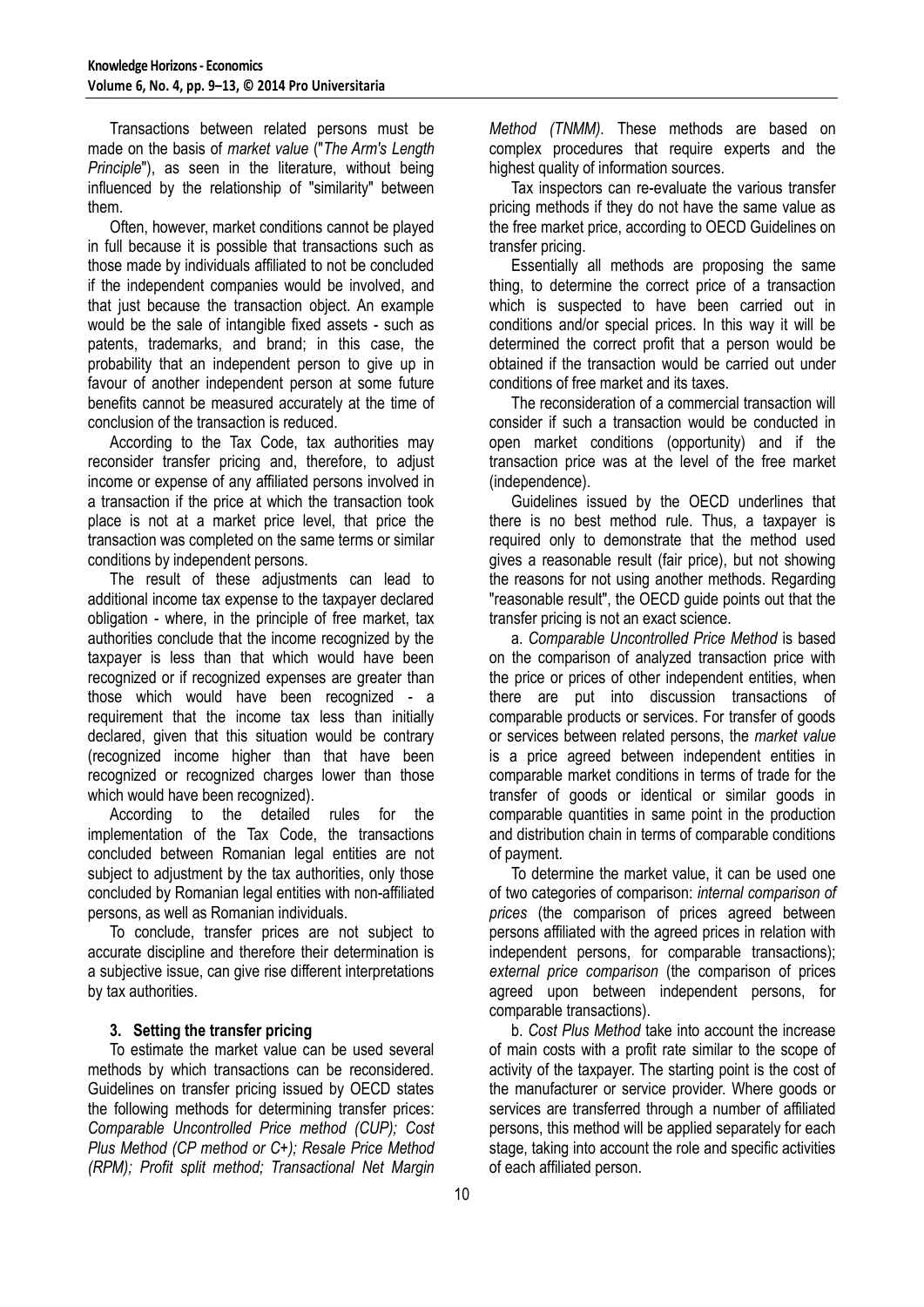Transactions between related persons must be made on the basis of *market value* ("*The Arm's Length Principle*"), as seen in the literature, without being influenced by the relationship of "similarity" between them.

Often, however, market conditions cannot be played in full because it is possible that transactions such as those made by individuals affiliated to not be concluded if the independent companies would be involved, and that just because the transaction object. An example would be the sale of intangible fixed assets - such as patents, trademarks, and brand; in this case, the probability that an independent person to give up in favour of another independent person at some future benefits cannot be measured accurately at the time of conclusion of the transaction is reduced.

According to the Tax Code, tax authorities may reconsider transfer pricing and, therefore, to adjust income or expense of any affiliated persons involved in a transaction if the price at which the transaction took place is not at a market price level, that price the transaction was completed on the same terms or similar conditions by independent persons.

The result of these adjustments can lead to additional income tax expense to the taxpayer declared obligation - where, in the principle of free market, tax authorities conclude that the income recognized by the taxpayer is less than that which would have been recognized or if recognized expenses are greater than those which would have been recognized - a requirement that the income tax less than initially declared, given that this situation would be contrary (recognized income higher than that have been recognized or recognized charges lower than those which would have been recognized).

According to the detailed rules for the implementation of the Tax Code, the transactions concluded between Romanian legal entities are not subject to adjustment by the tax authorities, only those concluded by Romanian legal entities with non-affiliated persons, as well as Romanian individuals.

To conclude, transfer prices are not subject to accurate discipline and therefore their determination is a subjective issue, can give rise different interpretations by tax authorities.

## 3. Setting the transfer pricing

To estimate the market value can be used several methods by which transactions can be reconsidered. Guidelines on transfer pricing issued by OECD states the following methods for determining transfer prices: *Comparable Uncontrolled Price method (CUP); Cost Plus Method (CP method or C+); Resale Price Method (RPM); Profit split method; Transactional Net Margin Method (TNMM).* These methods are based on complex procedures that require experts and the highest quality of information sources.

Tax inspectors can re-evaluate the various transfer pricing methods if they do not have the same value as the free market price, according to OECD Guidelines on transfer pricing.

Essentially all methods are proposing the same thing, to determine the correct price of a transaction which is suspected to have been carried out in conditions and/or special prices. In this way it will be determined the correct profit that a person would be obtained if the transaction would be carried out under conditions of free market and its taxes.

The reconsideration of a commercial transaction will consider if such a transaction would be conducted in open market conditions (opportunity) and if the transaction price was at the level of the free market (independence).

Guidelines issued by the OECD underlines that there is no best method rule. Thus, a taxpayer is required only to demonstrate that the method used gives a reasonable result (fair price), but not showing the reasons for not using another methods. Regarding "reasonable result", the OECD guide points out that the transfer pricing is not an exact science.

a. *Comparable Uncontrolled Price Method* is based on the comparison of analyzed transaction price with the price or prices of other independent entities, when there are put into discussion transactions of comparable products or services. For transfer of goods or services between related persons, the *market value* is a price agreed between independent entities in comparable market conditions in terms of trade for the transfer of goods or identical or similar goods in comparable quantities in same point in the production and distribution chain in terms of comparable conditions of payment.

To determine the market value, it can be used one of two categories of comparison: *internal comparison of prices* (the comparison of prices agreed between persons affiliated with the agreed prices in relation with independent persons, for comparable transactions); *external price comparison* (the comparison of prices agreed upon between independent persons, for comparable transactions).

b. *Cost Plus Method* take into account the increase of main costs with a profit rate similar to the scope of activity of the taxpayer. The starting point is the cost of the manufacturer or service provider. Where goods or services are transferred through a number of affiliated persons, this method will be applied separately for each stage, taking into account the role and specific activities of each affiliated person.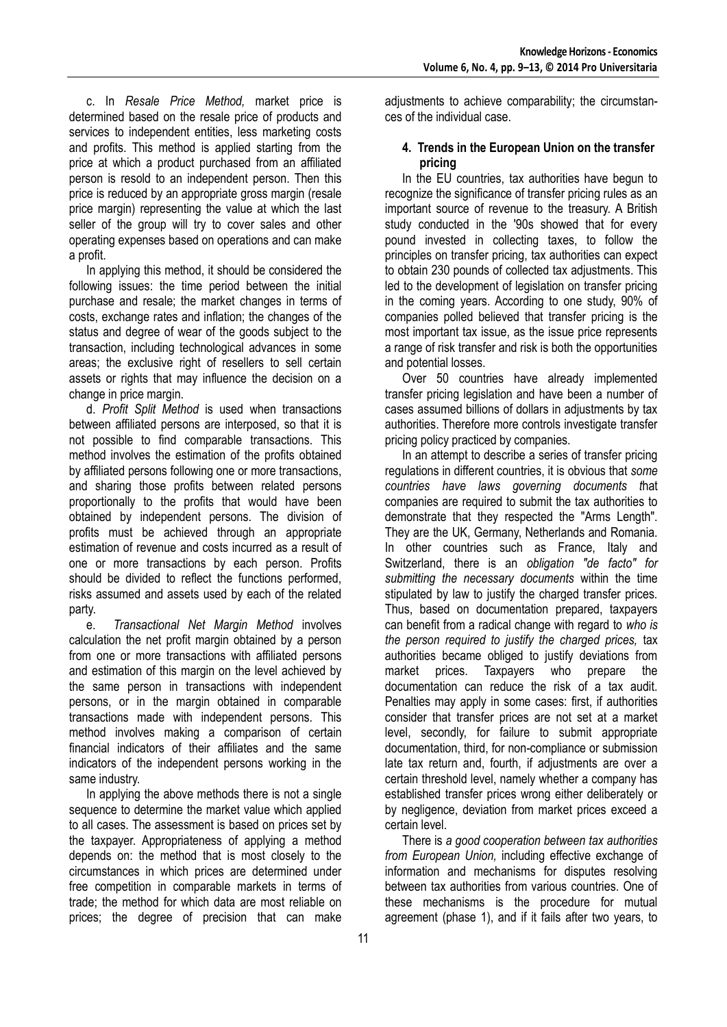c. In *Resale Price Method,* market price is determined based on the resale price of products and services to independent entities, less marketing costs and profits. This method is applied starting from the price at which a product purchased from an affiliated person is resold to an independent person. Then this price is reduced by an appropriate gross margin (resale price margin) representing the value at which the last seller of the group will try to cover sales and other operating expenses based on operations and can make a profit.

In applying this method, it should be considered the following issues: the time period between the initial purchase and resale; the market changes in terms of costs, exchange rates and inflation; the changes of the status and degree of wear of the goods subject to the transaction, including technological advances in some areas; the exclusive right of resellers to sell certain assets or rights that may influence the decision on a change in price margin.

d. *Profit Split Method* is used when transactions between affiliated persons are interposed, so that it is not possible to find comparable transactions. This method involves the estimation of the profits obtained by affiliated persons following one or more transactions, and sharing those profits between related persons proportionally to the profits that would have been obtained by independent persons. The division of profits must be achieved through an appropriate estimation of revenue and costs incurred as a result of one or more transactions by each person. Profits should be divided to reflect the functions performed, risks assumed and assets used by each of the related party.

e. *Transactional Net Margin Method* involves calculation the net profit margin obtained by a person from one or more transactions with affiliated persons and estimation of this margin on the level achieved by the same person in transactions with independent persons, or in the margin obtained in comparable transactions made with independent persons. This method involves making a comparison of certain financial indicators of their affiliates and the same indicators of the independent persons working in the same industry.

In applying the above methods there is not a single sequence to determine the market value which applied to all cases. The assessment is based on prices set by the taxpayer. Appropriateness of applying a method depends on: the method that is most closely to the circumstances in which prices are determined under free competition in comparable markets in terms of trade; the method for which data are most reliable on prices; the degree of precision that can make adjustments to achieve comparability; the circumstances of the individual case.

### 4. Trends in the European Union on the transfer pricing

In the EU countries, tax authorities have begun to recognize the significance of transfer pricing rules as an important source of revenue to the treasury. A British study conducted in the '90s showed that for every pound invested in collecting taxes, to follow the principles on transfer pricing, tax authorities can expect to obtain 230 pounds of collected tax adjustments. This led to the development of legislation on transfer pricing in the coming years. According to one study, 90% of companies polled believed that transfer pricing is the most important tax issue, as the issue price represents a range of risk transfer and risk is both the opportunities and potential losses.

Over 50 countries have already implemented transfer pricing legislation and have been a number of cases assumed billions of dollars in adjustments by tax authorities. Therefore more controls investigate transfer pricing policy practiced by companies.

In an attempt to describe a series of transfer pricing regulations in different countries, it is obvious that *some countries have laws governing documents t*hat companies are required to submit the tax authorities to demonstrate that they respected the "Arms Length". They are the UK, Germany, Netherlands and Romania. In other countries such as France, Italy and Switzerland, there is an *obligation "de facto" for submitting the necessary documents* within the time stipulated by law to justify the charged transfer prices. Thus, based on documentation prepared, taxpayers can benefit from a radical change with regard to *who is the person required to justify the charged prices,* tax authorities became obliged to justify deviations from market prices. Taxpayers who prepare the documentation can reduce the risk of a tax audit. Penalties may apply in some cases: first, if authorities consider that transfer prices are not set at a market level, secondly, for failure to submit appropriate documentation, third, for non-compliance or submission late tax return and, fourth, if adjustments are over a certain threshold level, namely whether a company has established transfer prices wrong either deliberately or by negligence, deviation from market prices exceed a certain level.

There is *a good cooperation between tax authorities from European Union,* including effective exchange of information and mechanisms for disputes resolving between tax authorities from various countries. One of these mechanisms is the procedure for mutual agreement (phase 1), and if it fails after two years, to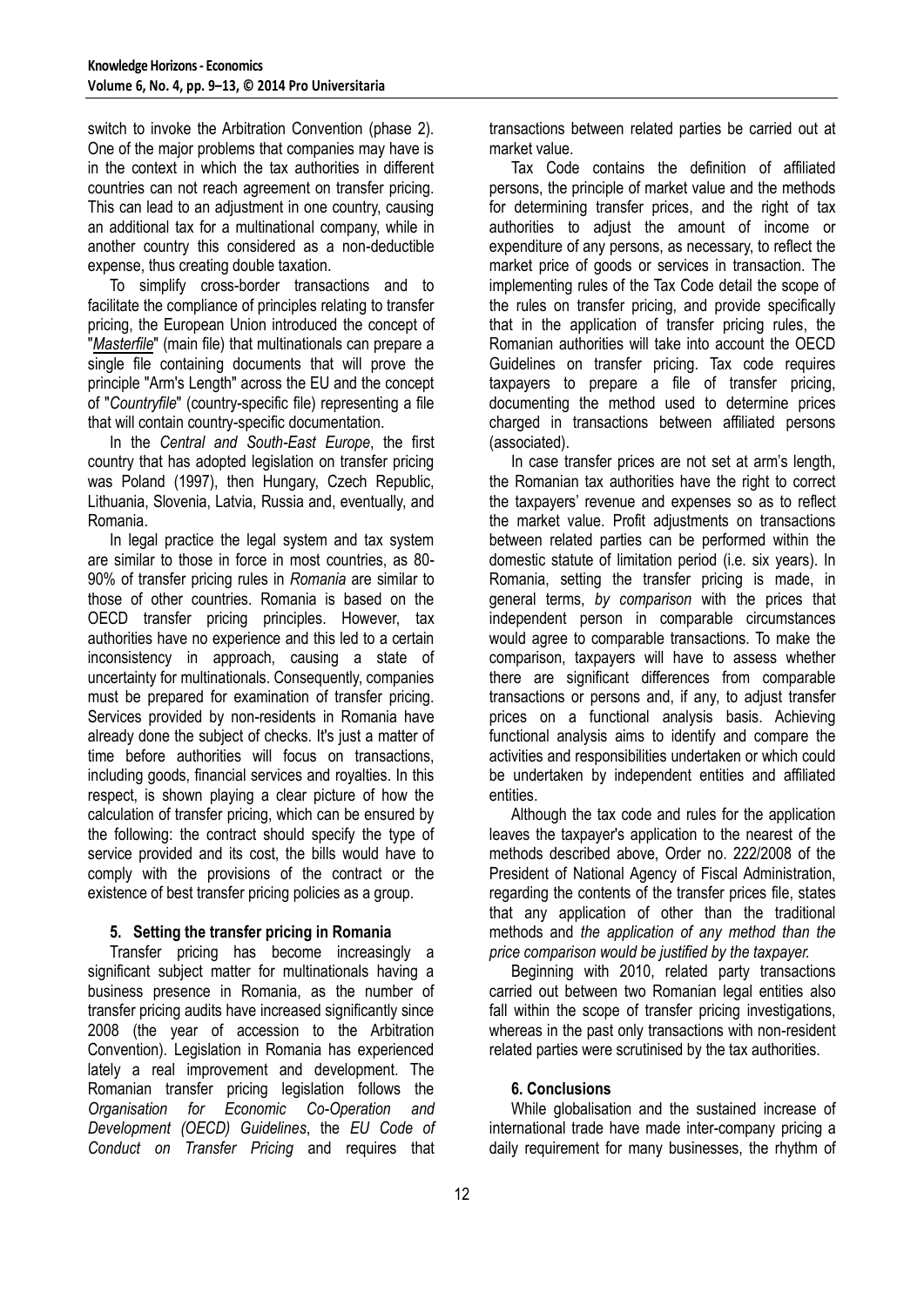switch to invoke the Arbitration Convention (phase 2). One of the major problems that companies may have is in the context in which the tax authorities in different countries can not reach agreement on transfer pricing. This can lead to an adjustment in one country, causing an additional tax for a multinational company, while in another country this considered as a non-deductible expense, thus creating double taxation.

To simplify cross-border transactions and to facilitate the compliance of principles relating to transfer pricing, the European Union introduced the concept of "*Masterfile*" (main file) that multinationals can prepare a single file containing documents that will prove the principle "Arm's Length" across the EU and the concept of "*Countryfile*" (country-specific file) representing a file that will contain country-specific documentation.

In the *Central and South-East Europe*, the first country that has adopted legislation on transfer pricing was Poland (1997), then Hungary, Czech Republic, Lithuania, Slovenia, Latvia, Russia and, eventually, and Romania.

In legal practice the legal system and tax system are similar to those in force in most countries, as 80-90% of transfer pricing rules in *Romania* are similar to those of other countries. Romania is based on the OECD transfer pricing principles. However, tax authorities have no experience and this led to a certain inconsistency in approach, causing a state of uncertainty for multinationals. Consequently, companies must be prepared for examination of transfer pricing. Services provided by non-residents in Romania have already done the subject of checks. It's just a matter of time before authorities will focus on transactions, including goods, financial services and royalties. In this respect, is shown playing a clear picture of how the calculation of transfer pricing, which can be ensured by the following: the contract should specify the type of service provided and its cost, the bills would have to comply with the provisions of the contract or the existence of best transfer pricing policies as a group.

## 5. Setting the transfer pricing in Romania

Transfer pricing has become increasingly a significant subject matter for multinationals having a business presence in Romania, as the number of transfer pricing audits have increased significantly since 2008 (the year of accession to the Arbitration Convention). Legislation in Romania has experienced lately a real improvement and development. The Romanian transfer pricing legislation follows the *Organisation for Economic Co-Operation and Development (OECD) Guidelines*, the *EU Code of Conduct on Transfer Pricing* and requires that transactions between related parties be carried out at market value.

Tax Code contains the definition of affiliated persons, the principle of market value and the methods for determining transfer prices, and the right of tax authorities to adjust the amount of income or expenditure of any persons, as necessary, to reflect the market price of goods or services in transaction. The implementing rules of the Tax Code detail the scope of the rules on transfer pricing, and provide specifically that in the application of transfer pricing rules, the Romanian authorities will take into account the OECD Guidelines on transfer pricing. Tax code requires taxpayers to prepare a file of transfer pricing, documenting the method used to determine prices charged in transactions between affiliated persons (associated).

In case transfer prices are not set at arm's length, the Romanian tax authorities have the right to correct the taxpayers' revenue and expenses so as to reflect the market value. Profit adjustments on transactions between related parties can be performed within the domestic statute of limitation period (i.e. six years). In Romania, setting the transfer pricing is made, in general terms, *by comparison* with the prices that independent person in comparable circumstances would agree to comparable transactions. To make the comparison, taxpayers will have to assess whether there are significant differences from comparable transactions or persons and, if any, to adjust transfer prices on a functional analysis basis. Achieving functional analysis aims to identify and compare the activities and responsibilities undertaken or which could be undertaken by independent entities and affiliated entities.

Although the tax code and rules for the application leaves the taxpayer's application to the nearest of the methods described above, Order no. 222/2008 of the President of National Agency of Fiscal Administration, regarding the contents of the transfer prices file, states that any application of other than the traditional methods and *the application of any method than the price comparison would be justified by the taxpayer.*

Beginning with 2010, related party transactions carried out between two Romanian legal entities also fall within the scope of transfer pricing investigations, whereas in the past only transactions with non-resident related parties were scrutinised by the tax authorities.

## 6. Conclusions

While globalisation and the sustained increase of international trade have made inter-company pricing a daily requirement for many businesses, the rhythm of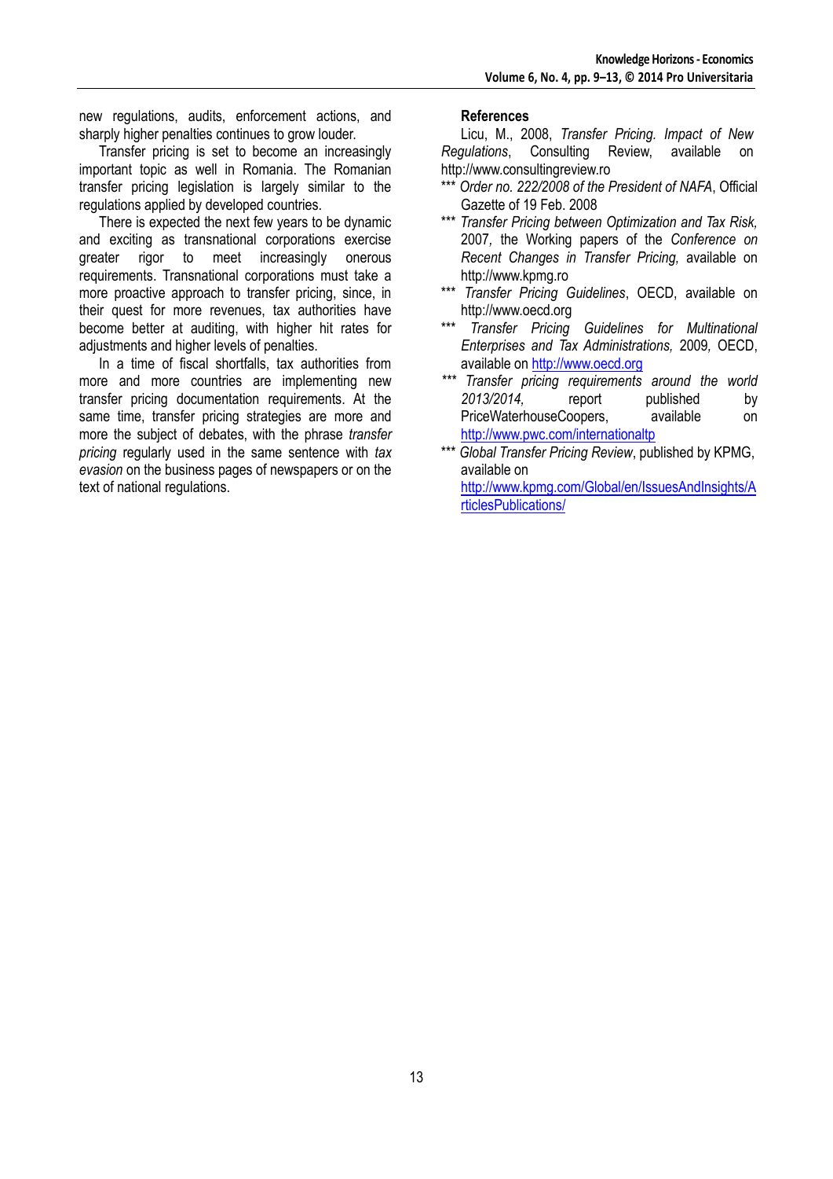new regulations, audits, enforcement actions, and sharply higher penalties continues to grow louder.

Transfer pricing is set to become an increasingly important topic as well in Romania. The Romanian transfer pricing legislation is largely similar to the regulations applied by developed countries.

There is expected the next few years to be dynamic and exciting as transnational corporations exercise greater rigor to meet increasingly onerous requirements. Transnational corporations must take a more proactive approach to transfer pricing, since, in their quest for more revenues, tax authorities have become better at auditing, with higher hit rates for adjustments and higher levels of penalties.

In a time of fiscal shortfalls, tax authorities from more and more countries are implementing new transfer pricing documentation requirements. At the same time, transfer pricing strategies are more and more the subject of debates, with the phrase *transfer pricing* regularly used in the same sentence with *tax evasion* on the business pages of newspapers or on the text of national regulations.

## References

Licu, M., 2008, *Transfer Pricing. Impact of New Regulations*, Consulting Review, available on http://www.consultingreview.ro

*** *Order no. 222/2008 of the President of NAFA*, Official Gazette of 19 Feb. 2008

*** *Transfer Pricing between Optimization and Tax Risk,* 2007*,* the Working papers of the *Conference on Recent Changes in Transfer Pricing,* available on http://www.kpmg.ro

*** *Transfer Pricing Guidelines*, OECD, available on http://www.oecd.org

*** *Transfer Pricing Guidelines for Multinational Enterprises and Tax Administrations,* 2009*,* OECD, available on http://www.oecd.org

*** *Transfer pricing requirements around the world 2013/2014,* report published by PriceWaterhouseCoopers, available on http://www.pwc.com/internationaltp

*** *Global Transfer Pricing Review*, published by KPMG, available on http://www.kpmg.com/Global/en/IssuesAndInsights/ArticlesPublications/